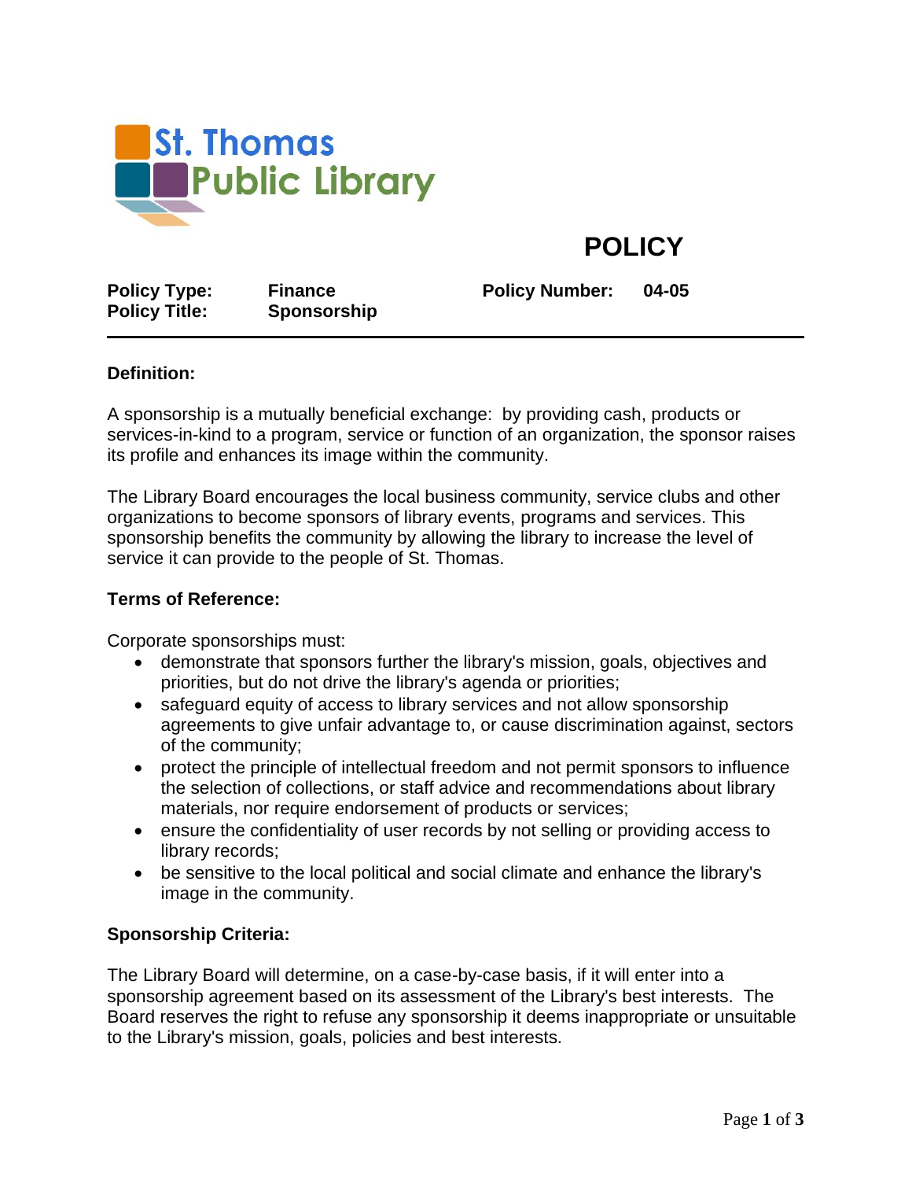St. Thomas Public Library

# POLICY

| | | | |
|---|---|---|---|
| **Policy Type:** | **Finance** | **Policy Number:** | **04-05** |
| **Policy Title:** | **Sponsorship** | | |

## Definition:

A sponsorship is a mutually beneficial exchange: by providing cash, products or services-in-kind to a program, service or function of an organization, the sponsor raises its profile and enhances its image within the community.

The Library Board encourages the local business community, service clubs and other organizations to become sponsors of library events, programs and services. This sponsorship benefits the community by allowing the library to increase the level of service it can provide to the people of St. Thomas.

## Terms of Reference:

Corporate sponsorships must:

- demonstrate that sponsors further the library's mission, goals, objectives and priorities, but do not drive the library's agenda or priorities;
- safeguard equity of access to library services and not allow sponsorship agreements to give unfair advantage to, or cause discrimination against, sectors of the community;
- protect the principle of intellectual freedom and not permit sponsors to influence the selection of collections, or staff advice and recommendations about library materials, nor require endorsement of products or services;
- ensure the confidentiality of user records by not selling or providing access to library records;
- be sensitive to the local political and social climate and enhance the library's image in the community.

## Sponsorship Criteria:

The Library Board will determine, on a case-by-case basis, if it will enter into a sponsorship agreement based on its assessment of the Library's best interests. The Board reserves the right to refuse any sponsorship it deems inappropriate or unsuitable to the Library's mission, goals, policies and best interests.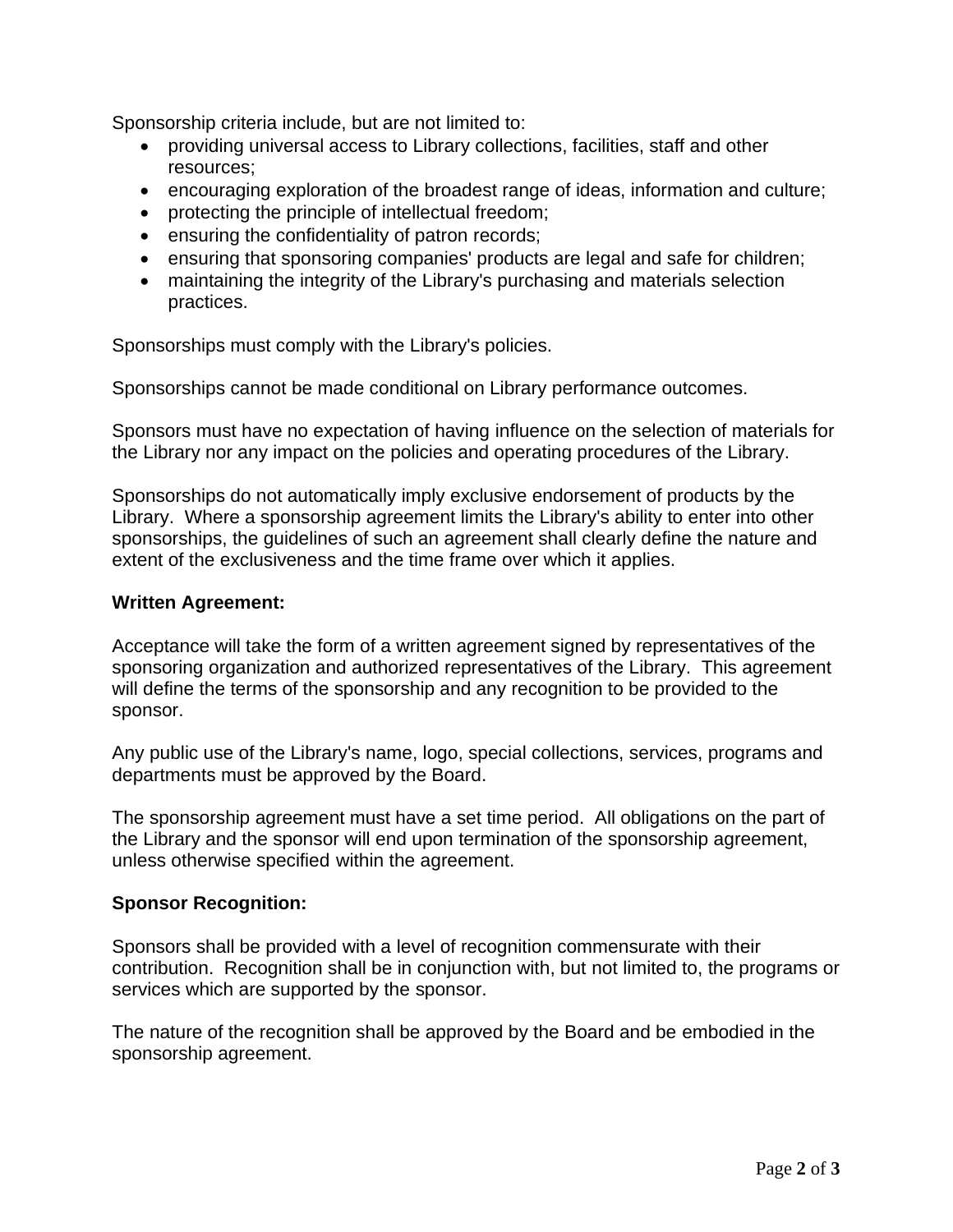Sponsorship criteria include, but are not limited to:

- providing universal access to Library collections, facilities, staff and other resources;
- encouraging exploration of the broadest range of ideas, information and culture;
- protecting the principle of intellectual freedom;
- ensuring the confidentiality of patron records;
- ensuring that sponsoring companies' products are legal and safe for children;
- maintaining the integrity of the Library's purchasing and materials selection practices.

Sponsorships must comply with the Library's policies.

Sponsorships cannot be made conditional on Library performance outcomes.

Sponsors must have no expectation of having influence on the selection of materials for the Library nor any impact on the policies and operating procedures of the Library.

Sponsorships do not automatically imply exclusive endorsement of products by the Library. Where a sponsorship agreement limits the Library's ability to enter into other sponsorships, the guidelines of such an agreement shall clearly define the nature and extent of the exclusiveness and the time frame over which it applies.

**Written Agreement:**

Acceptance will take the form of a written agreement signed by representatives of the sponsoring organization and authorized representatives of the Library. This agreement will define the terms of the sponsorship and any recognition to be provided to the sponsor.

Any public use of the Library's name, logo, special collections, services, programs and departments must be approved by the Board.

The sponsorship agreement must have a set time period. All obligations on the part of the Library and the sponsor will end upon termination of the sponsorship agreement, unless otherwise specified within the agreement.

**Sponsor Recognition:**

Sponsors shall be provided with a level of recognition commensurate with their contribution. Recognition shall be in conjunction with, but not limited to, the programs or services which are supported by the sponsor.

The nature of the recognition shall be approved by the Board and be embodied in the sponsorship agreement.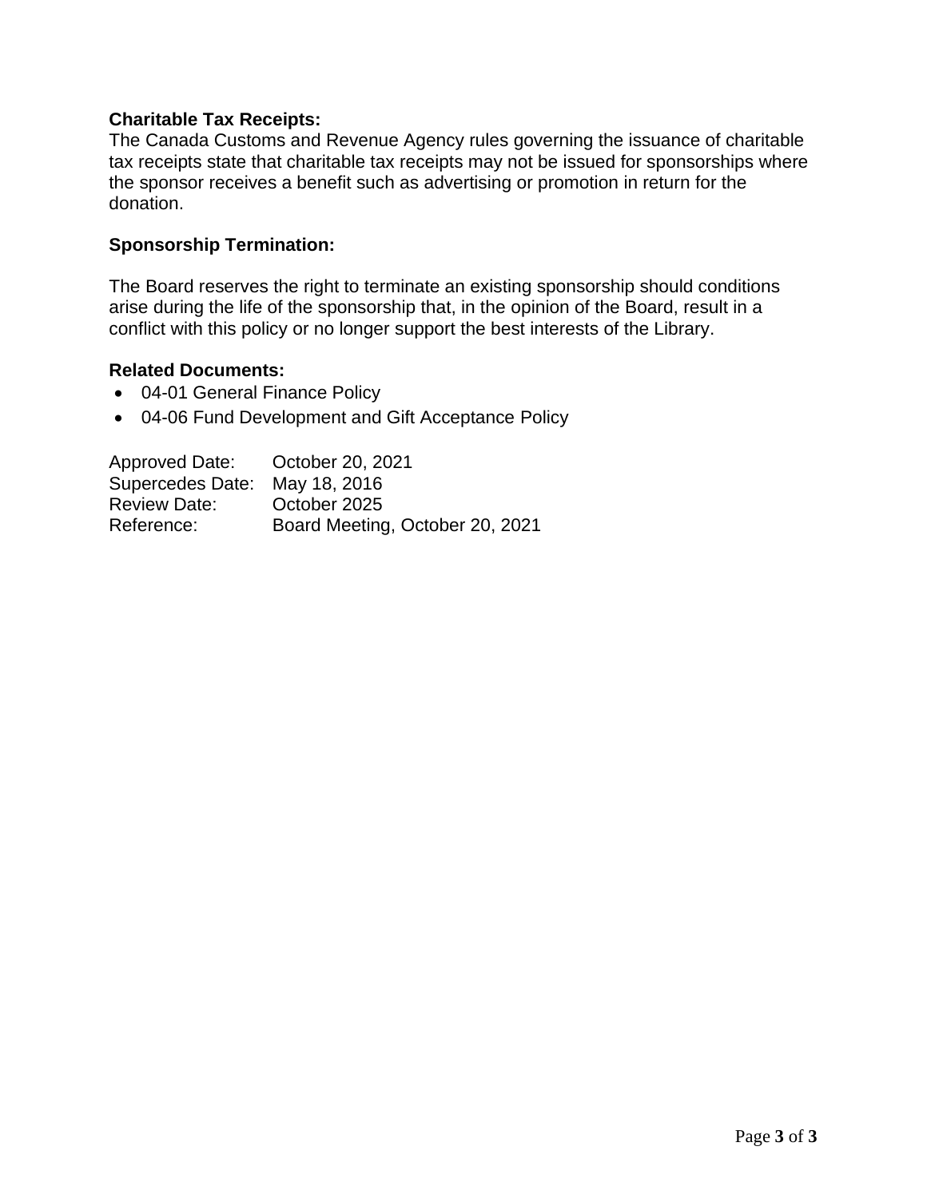**Charitable Tax Receipts:**
The Canada Customs and Revenue Agency rules governing the issuance of charitable tax receipts state that charitable tax receipts may not be issued for sponsorships where the sponsor receives a benefit such as advertising or promotion in return for the donation.

**Sponsorship Termination:**

The Board reserves the right to terminate an existing sponsorship should conditions arise during the life of the sponsorship that, in the opinion of the Board, result in a conflict with this policy or no longer support the best interests of the Library.

**Related Documents:**
- 04-01 General Finance Policy
- 04-06 Fund Development and Gift Acceptance Policy

| | |
|---|---|
| Approved Date: | October 20, 2021 |
| Supercedes Date: | May 18, 2016 |
| Review Date: | October 2025 |
| Reference: | Board Meeting, October 20, 2021 |